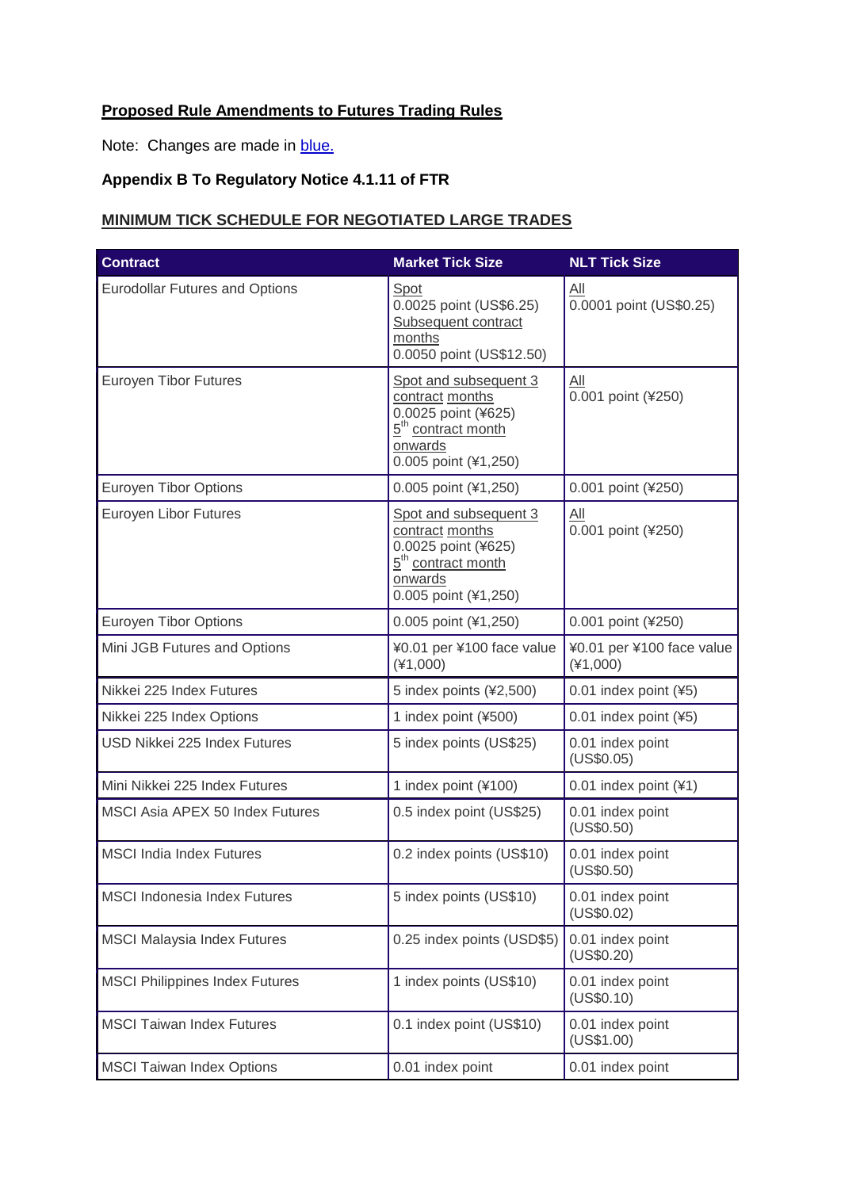**Proposed Rule Amendments to Futures Trading Rules**

Note: Changes are made in blue.

**Appendix B To Regulatory Notice 4.1.11 of FTR**

**MINIMUM TICK SCHEDULE FOR NEGOTIATED LARGE TRADES**

| Contract | Market Tick Size | NLT Tick Size |
|---|---|---|
| Eurodollar Futures and Options | Spot<br>0.0025 point (US$6.25)<br>Subsequent contract months<br>0.0050 point (US$12.50) | All<br>0.0001 point (US$0.25) |
| Euroyen Tibor Futures | Spot and subsequent 3 contract months<br>0.0025 point (¥625)<br>5th contract month onwards<br>0.005 point (¥1,250) | All<br>0.001 point (¥250) |
| Euroyen Tibor Options | 0.005 point (¥1,250) | 0.001 point (¥250) |
| Euroyen Libor Futures | Spot and subsequent 3 contract months<br>0.0025 point (¥625)<br>5th contract month onwards<br>0.005 point (¥1,250) | All<br>0.001 point (¥250) |
| Euroyen Tibor Options | 0.005 point (¥1,250) | 0.001 point (¥250) |
| Mini JGB Futures and Options | ¥0.01 per ¥100 face value (¥1,000) | ¥0.01 per ¥100 face value (¥1,000) |
| Nikkei 225 Index Futures | 5 index points (¥2,500) | 0.01 index point (¥5) |
| Nikkei 225 Index Options | 1 index point (¥500) | 0.01 index point (¥5) |
| USD Nikkei 225 Index Futures | 5 index points (US$25) | 0.01 index point (US$0.05) |
| Mini Nikkei 225 Index Futures | 1 index point (¥100) | 0.01 index point (¥1) |
| MSCI Asia APEX 50 Index Futures | 0.5 index point (US$25) | 0.01 index point (US$0.50) |
| MSCI India Index Futures | 0.2 index points (US$10) | 0.01 index point (US$0.50) |
| MSCI Indonesia Index Futures | 5 index points (US$10) | 0.01 index point (US$0.02) |
| MSCI Malaysia Index Futures | 0.25 index points (USD$5) | 0.01 index point (US$0.20) |
| MSCI Philippines Index Futures | 1 index points (US$10) | 0.01 index point (US$0.10) |
| MSCI Taiwan Index Futures | 0.1 index point (US$10) | 0.01 index point (US$1.00) |
| MSCI Taiwan Index Options | 0.01 index point | 0.01 index point |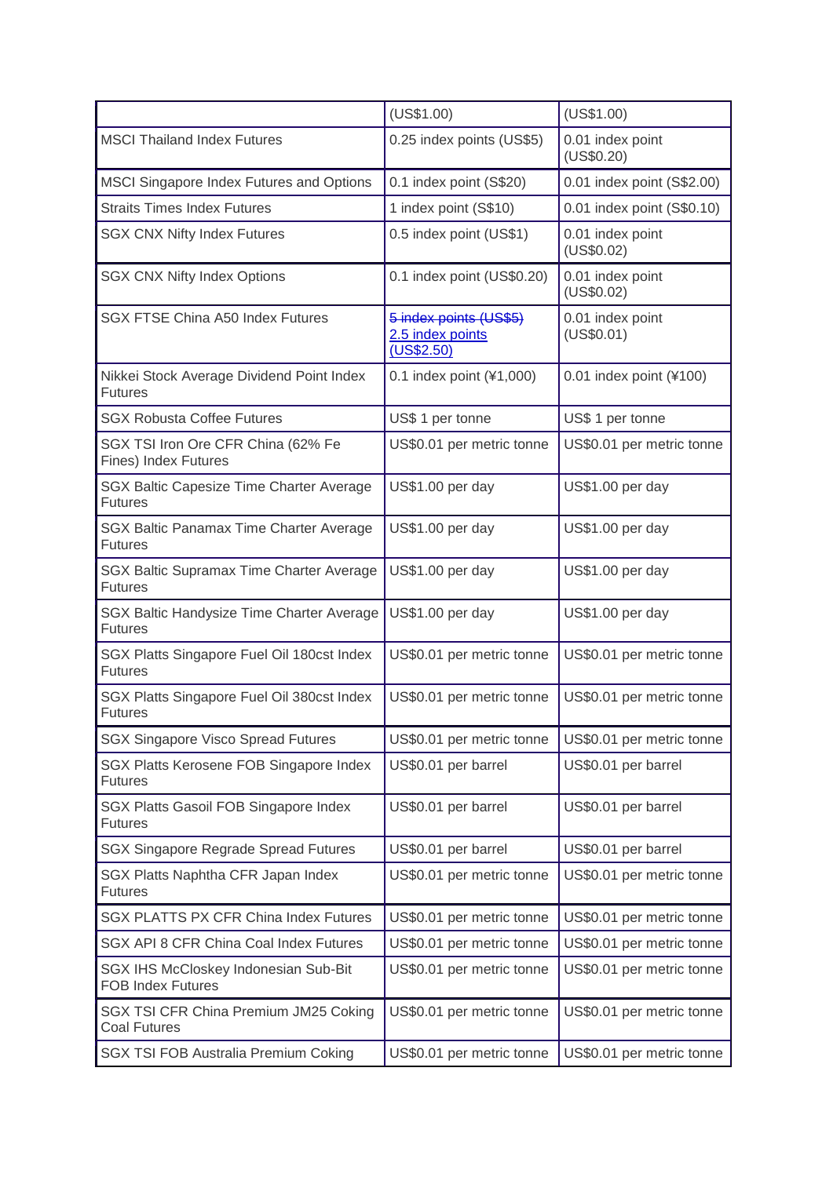| | (US$1.00) | (US$1.00) |
|---|---|---|
| MSCI Thailand Index Futures | 0.25 index points (US$5) | 0.01 index point (US$0.20) |
| MSCI Singapore Index Futures and Options | 0.1 index point (S$20) | 0.01 index point (S$2.00) |
| Straits Times Index Futures | 1 index point (S$10) | 0.01 index point (S$0.10) |
| SGX CNX Nifty Index Futures | 0.5 index point (US$1) | 0.01 index point (US$0.02) |
| SGX CNX Nifty Index Options | 0.1 index point (US$0.20) | 0.01 index point (US$0.02) |
| SGX FTSE China A50 Index Futures | ~~5 index points (US$5)~~ 2.5 index points (US$2.50) | 0.01 index point (US$0.01) |
| Nikkei Stock Average Dividend Point Index Futures | 0.1 index point (¥1,000) | 0.01 index point (¥100) |
| SGX Robusta Coffee Futures | US$ 1 per tonne | US$ 1 per tonne |
| SGX TSI Iron Ore CFR China (62% Fe Fines) Index Futures | US$0.01 per metric tonne | US$0.01 per metric tonne |
| SGX Baltic Capesize Time Charter Average Futures | US$1.00 per day | US$1.00 per day |
| SGX Baltic Panamax Time Charter Average Futures | US$1.00 per day | US$1.00 per day |
| SGX Baltic Supramax Time Charter Average Futures | US$1.00 per day | US$1.00 per day |
| SGX Baltic Handysize Time Charter Average Futures | US$1.00 per day | US$1.00 per day |
| SGX Platts Singapore Fuel Oil 180cst Index Futures | US$0.01 per metric tonne | US$0.01 per metric tonne |
| SGX Platts Singapore Fuel Oil 380cst Index Futures | US$0.01 per metric tonne | US$0.01 per metric tonne |
| SGX Singapore Visco Spread Futures | US$0.01 per metric tonne | US$0.01 per metric tonne |
| SGX Platts Kerosene FOB Singapore Index Futures | US$0.01 per barrel | US$0.01 per barrel |
| SGX Platts Gasoil FOB Singapore Index Futures | US$0.01 per barrel | US$0.01 per barrel |
| SGX Singapore Regrade Spread Futures | US$0.01 per barrel | US$0.01 per barrel |
| SGX Platts Naphtha CFR Japan Index Futures | US$0.01 per metric tonne | US$0.01 per metric tonne |
| SGX PLATTS PX CFR China Index Futures | US$0.01 per metric tonne | US$0.01 per metric tonne |
| SGX API 8 CFR China Coal Index Futures | US$0.01 per metric tonne | US$0.01 per metric tonne |
| SGX IHS McCloskey Indonesian Sub-Bit FOB Index Futures | US$0.01 per metric tonne | US$0.01 per metric tonne |
| SGX TSI CFR China Premium JM25 Coking Coal Futures | US$0.01 per metric tonne | US$0.01 per metric tonne |
| SGX TSI FOB Australia Premium Coking | US$0.01 per metric tonne | US$0.01 per metric tonne |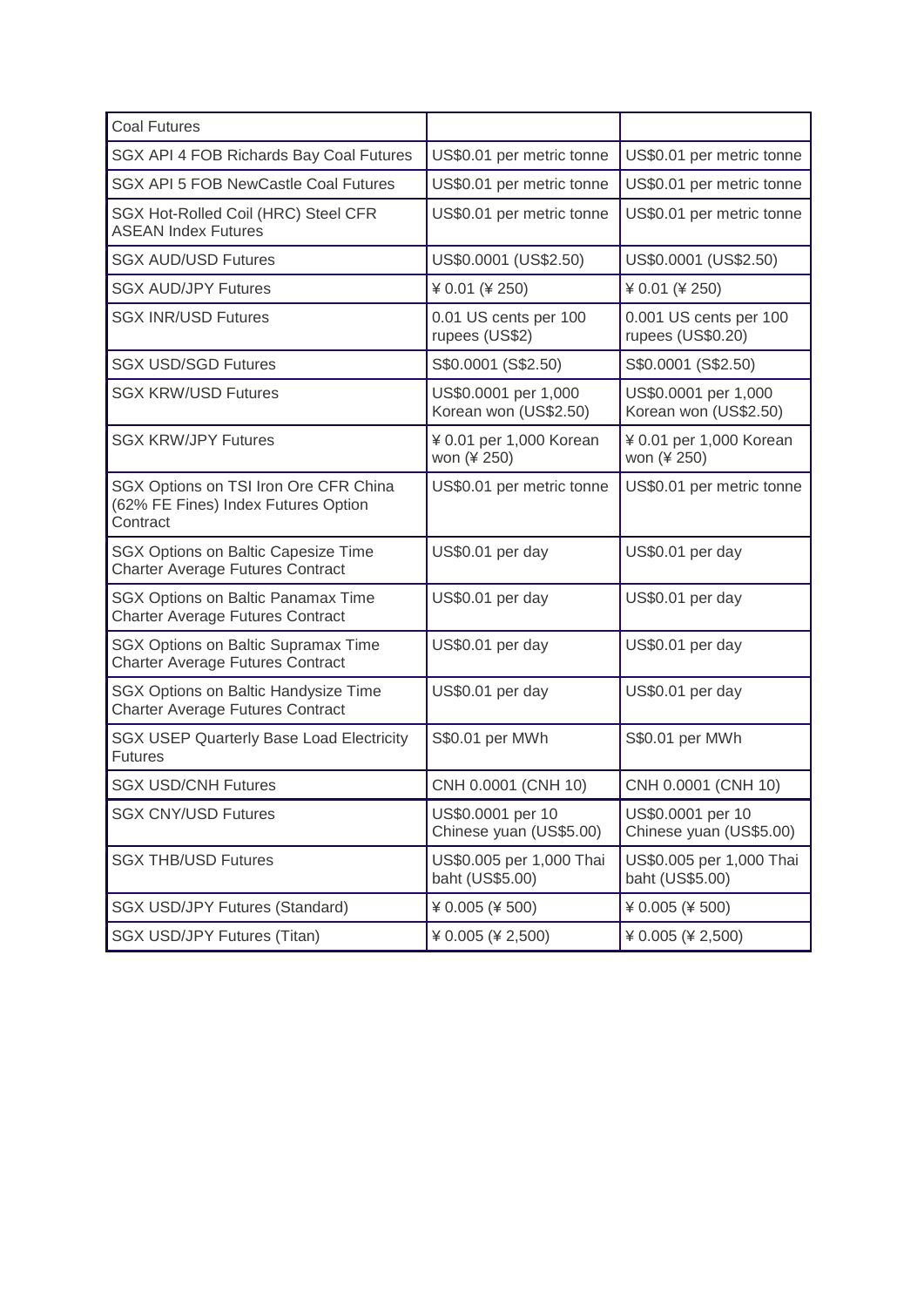| | | |
|---|---|---|
| Coal Futures | | |
| SGX API 4 FOB Richards Bay Coal Futures | US$0.01 per metric tonne | US$0.01 per metric tonne |
| SGX API 5 FOB NewCastle Coal Futures | US$0.01 per metric tonne | US$0.01 per metric tonne |
| SGX Hot-Rolled Coil (HRC) Steel CFR ASEAN Index Futures | US$0.01 per metric tonne | US$0.01 per metric tonne |
| SGX AUD/USD Futures | US$0.0001 (US$2.50) | US$0.0001 (US$2.50) |
| SGX AUD/JPY Futures | ¥ 0.01 (¥ 250) | ¥ 0.01 (¥ 250) |
| SGX INR/USD Futures | 0.01 US cents per 100 rupees (US$2) | 0.001 US cents per 100 rupees (US$0.20) |
| SGX USD/SGD Futures | S$0.0001 (S$2.50) | S$0.0001 (S$2.50) |
| SGX KRW/USD Futures | US$0.0001 per 1,000 Korean won (US$2.50) | US$0.0001 per 1,000 Korean won (US$2.50) |
| SGX KRW/JPY Futures | ¥ 0.01 per 1,000 Korean won (¥ 250) | ¥ 0.01 per 1,000 Korean won (¥ 250) |
| SGX Options on TSI Iron Ore CFR China (62% FE Fines) Index Futures Option Contract | US$0.01 per metric tonne | US$0.01 per metric tonne |
| SGX Options on Baltic Capesize Time Charter Average Futures Contract | US$0.01 per day | US$0.01 per day |
| SGX Options on Baltic Panamax Time Charter Average Futures Contract | US$0.01 per day | US$0.01 per day |
| SGX Options on Baltic Supramax Time Charter Average Futures Contract | US$0.01 per day | US$0.01 per day |
| SGX Options on Baltic Handysize Time Charter Average Futures Contract | US$0.01 per day | US$0.01 per day |
| SGX USEP Quarterly Base Load Electricity Futures | S$0.01 per MWh | S$0.01 per MWh |
| SGX USD/CNH Futures | CNH 0.0001 (CNH 10) | CNH 0.0001 (CNH 10) |
| SGX CNY/USD Futures | US$0.0001 per 10 Chinese yuan (US$5.00) | US$0.0001 per 10 Chinese yuan (US$5.00) |
| SGX THB/USD Futures | US$0.005 per 1,000 Thai baht (US$5.00) | US$0.005 per 1,000 Thai baht (US$5.00) |
| SGX USD/JPY Futures (Standard) | ¥ 0.005 (¥ 500) | ¥ 0.005 (¥ 500) |
| SGX USD/JPY Futures (Titan) | ¥ 0.005 (¥ 2,500) | ¥ 0.005 (¥ 2,500) |